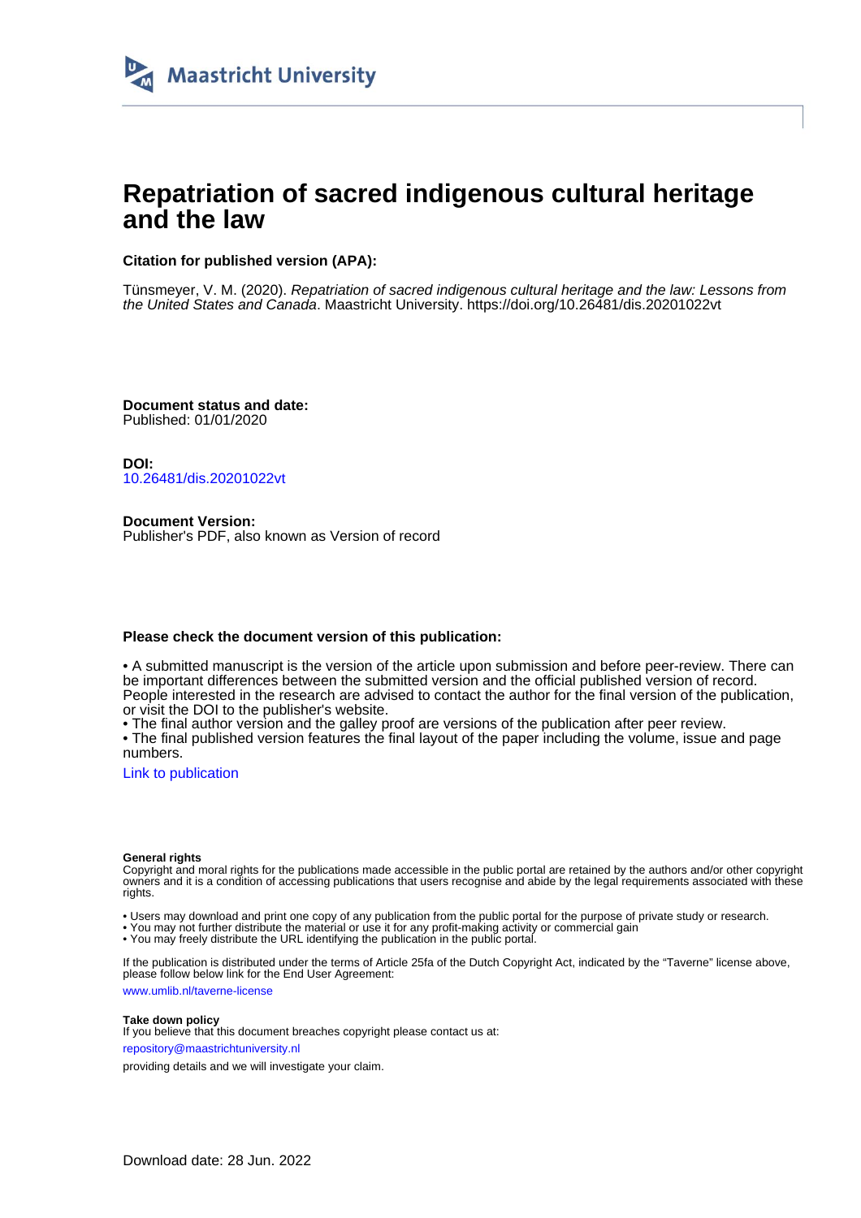Maastricht University

# Repatriation of sacred indigenous cultural heritage and the law

**Citation for published version (APA):**

Tünsmeyer, V. M. (2020). *Repatriation of sacred indigenous cultural heritage and the law: Lessons from the United States and Canada*. Maastricht University. https://doi.org/10.26481/dis.20201022vt

**Document status and date:**
Published: 01/01/2020

**DOI:**
10.26481/dis.20201022vt

**Document Version:**
Publisher's PDF, also known as Version of record

**Please check the document version of this publication:**

• A submitted manuscript is the version of the article upon submission and before peer-review. There can be important differences between the submitted version and the official published version of record. People interested in the research are advised to contact the author for the final version of the publication, or visit the DOI to the publisher's website.
• The final author version and the galley proof are versions of the publication after peer review.
• The final published version features the final layout of the paper including the volume, issue and page numbers.

Link to publication

**General rights**
Copyright and moral rights for the publications made accessible in the public portal are retained by the authors and/or other copyright owners and it is a condition of accessing publications that users recognise and abide by the legal requirements associated with these rights.

• Users may download and print one copy of any publication from the public portal for the purpose of private study or research.
• You may not further distribute the material or use it for any profit-making activity or commercial gain
• You may freely distribute the URL identifying the publication in the public portal.

If the publication is distributed under the terms of Article 25fa of the Dutch Copyright Act, indicated by the "Taverne" license above, please follow below link for the End User Agreement:

www.umlib.nl/taverne-license

**Take down policy**
If you believe that this document breaches copyright please contact us at:

repository@maastrichtuniversity.nl

providing details and we will investigate your claim.

Download date: 28 Jun. 2022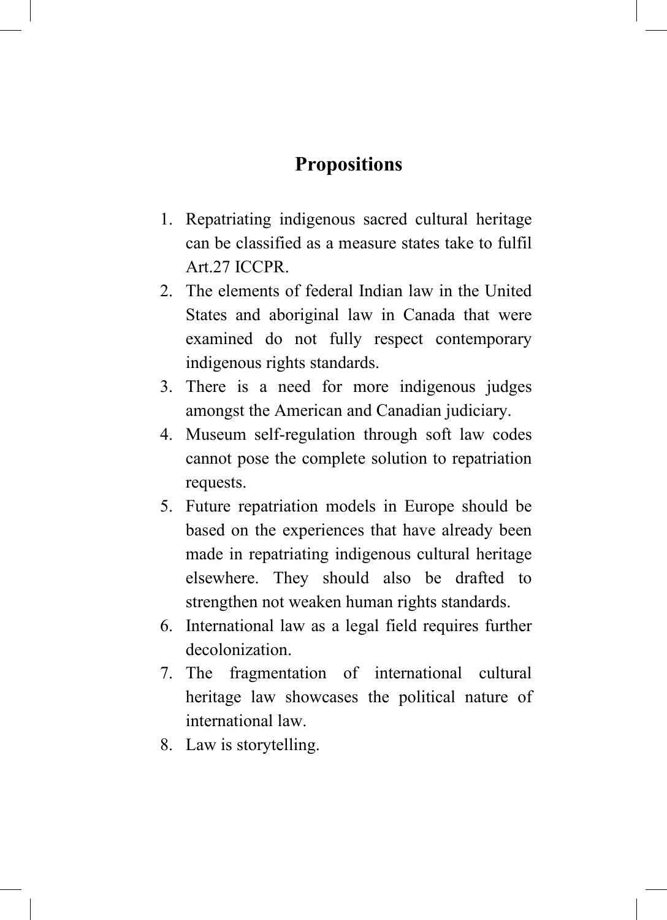# Propositions

1. Repatriating indigenous sacred cultural heritage can be classified as a measure states take to fulfil Art.27 ICCPR.
2. The elements of federal Indian law in the United States and aboriginal law in Canada that were examined do not fully respect contemporary indigenous rights standards.
3. There is a need for more indigenous judges amongst the American and Canadian judiciary.
4. Museum self-regulation through soft law codes cannot pose the complete solution to repatriation requests.
5. Future repatriation models in Europe should be based on the experiences that have already been made in repatriating indigenous cultural heritage elsewhere. They should also be drafted to strengthen not weaken human rights standards.
6. International law as a legal field requires further decolonization.
7. The fragmentation of international cultural heritage law showcases the political nature of international law.
8. Law is storytelling.